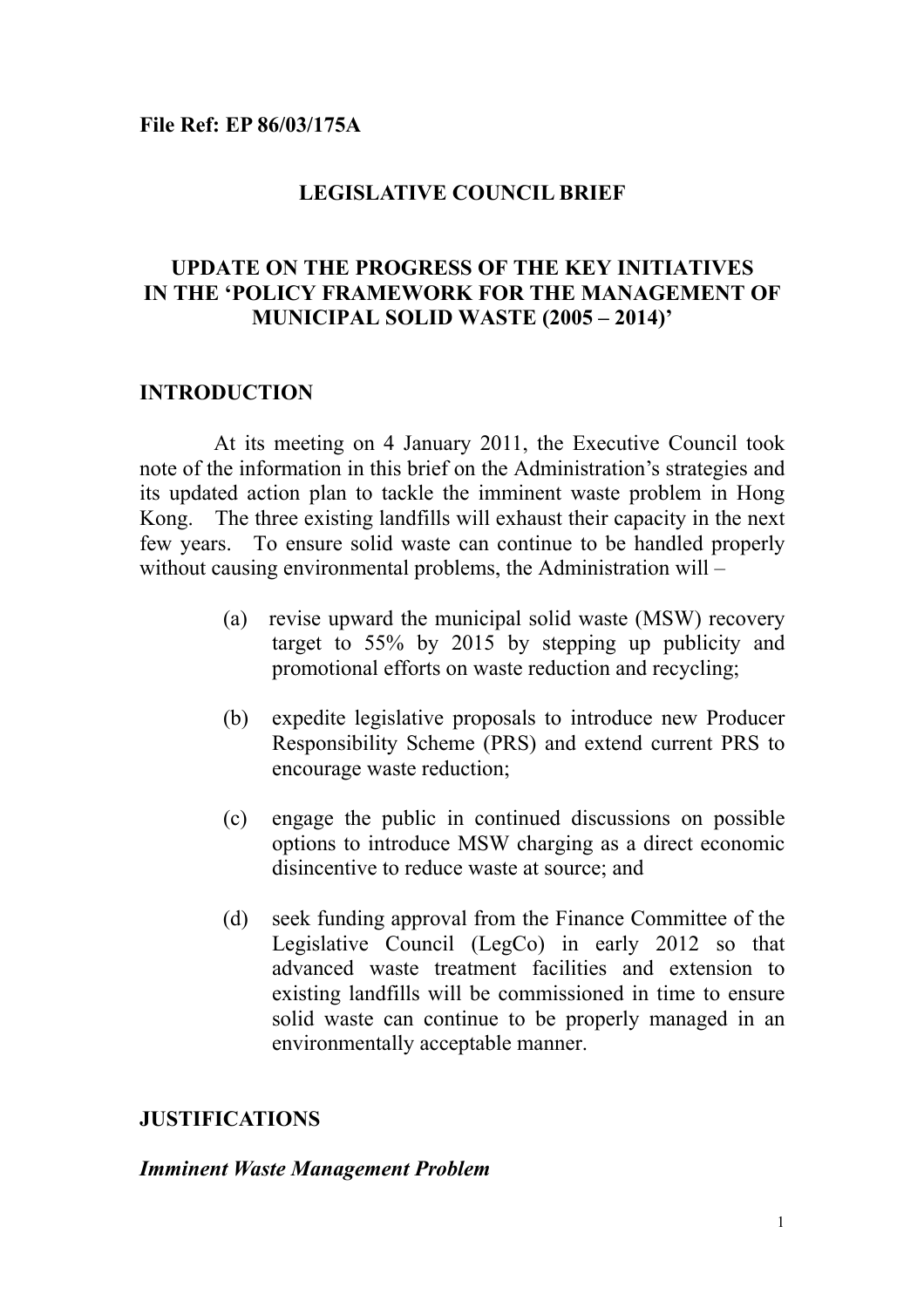**File Ref: EP 86/03/175A**

# LEGISLATIVE COUNCIL BRIEF

## UPDATE ON THE PROGRESS OF THE KEY INITIATIVES IN THE 'POLICY FRAMEWORK FOR THE MANAGEMENT OF MUNICIPAL SOLID WASTE (2005 – 2014)'

## INTRODUCTION

At its meeting on 4 January 2011, the Executive Council took note of the information in this brief on the Administration's strategies and its updated action plan to tackle the imminent waste problem in Hong Kong. The three existing landfills will exhaust their capacity in the next few years. To ensure solid waste can continue to be handled properly without causing environmental problems, the Administration will –

(a) revise upward the municipal solid waste (MSW) recovery target to 55% by 2015 by stepping up publicity and promotional efforts on waste reduction and recycling;

(b) expedite legislative proposals to introduce new Producer Responsibility Scheme (PRS) and extend current PRS to encourage waste reduction;

(c) engage the public in continued discussions on possible options to introduce MSW charging as a direct economic disincentive to reduce waste at source; and

(d) seek funding approval from the Finance Committee of the Legislative Council (LegCo) in early 2012 so that advanced waste treatment facilities and extension to existing landfills will be commissioned in time to ensure solid waste can continue to be properly managed in an environmentally acceptable manner.

## JUSTIFICATIONS

### *Imminent Waste Management Problem*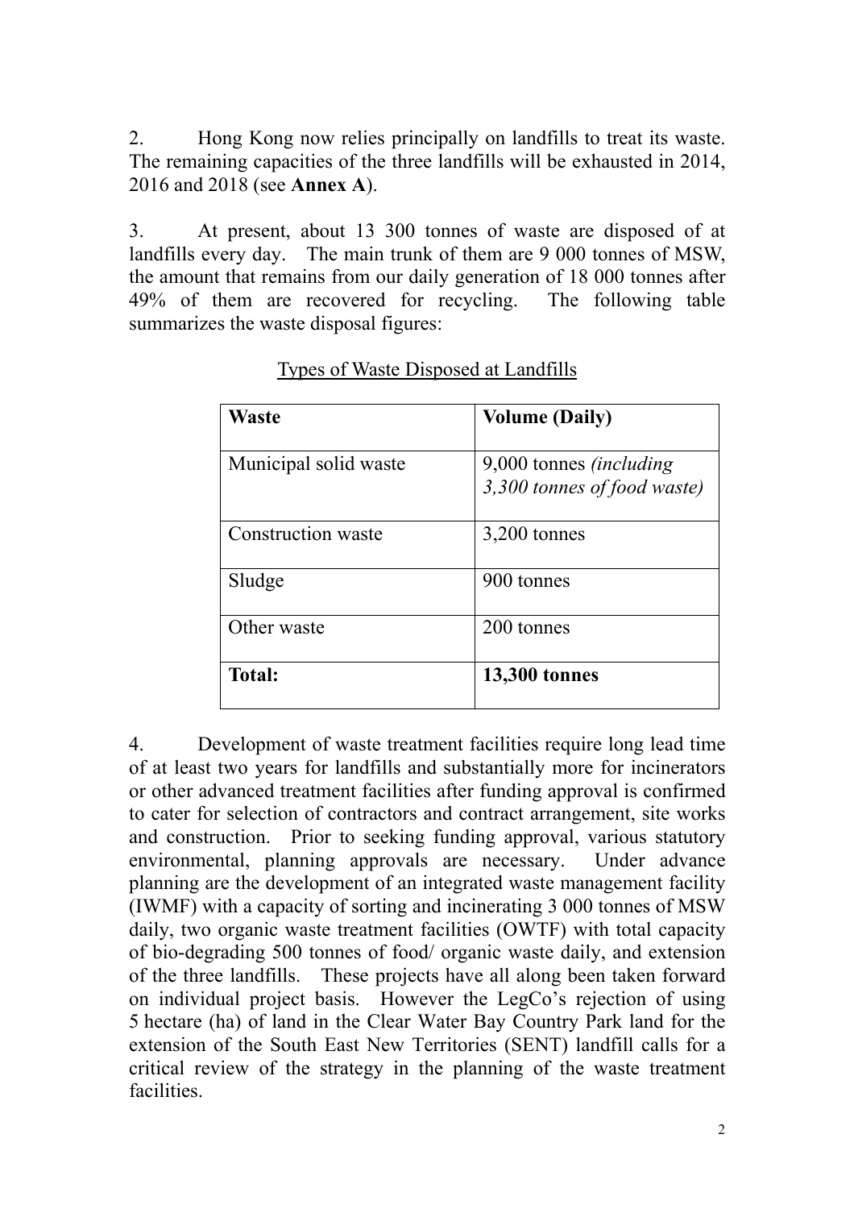2. Hong Kong now relies principally on landfills to treat its waste. The remaining capacities of the three landfills will be exhausted in 2014, 2016 and 2018 (see **Annex A**).

3. At present, about 13 300 tonnes of waste are disposed of at landfills every day. The main trunk of them are 9 000 tonnes of MSW, the amount that remains from our daily generation of 18 000 tonnes after 49% of them are recovered for recycling. The following table summarizes the waste disposal figures:

<u>Types of Waste Disposed at Landfills</u>

| **Waste** | **Volume (Daily)** |
|---|---|
| Municipal solid waste | 9,000 tonnes *(including 3,300 tonnes of food waste)* |
| Construction waste | 3,200 tonnes |
| Sludge | 900 tonnes |
| Other waste | 200 tonnes |
| **Total:** | **13,300 tonnes** |

4. Development of waste treatment facilities require long lead time of at least two years for landfills and substantially more for incinerators or other advanced treatment facilities after funding approval is confirmed to cater for selection of contractors and contract arrangement, site works and construction. Prior to seeking funding approval, various statutory environmental, planning approvals are necessary. Under advance planning are the development of an integrated waste management facility (IWMF) with a capacity of sorting and incinerating 3 000 tonnes of MSW daily, two organic waste treatment facilities (OWTF) with total capacity of bio-degrading 500 tonnes of food/ organic waste daily, and extension of the three landfills. These projects have all along been taken forward on individual project basis. However the LegCo's rejection of using 5 hectare (ha) of land in the Clear Water Bay Country Park land for the extension of the South East New Territories (SENT) landfill calls for a critical review of the strategy in the planning of the waste treatment facilities.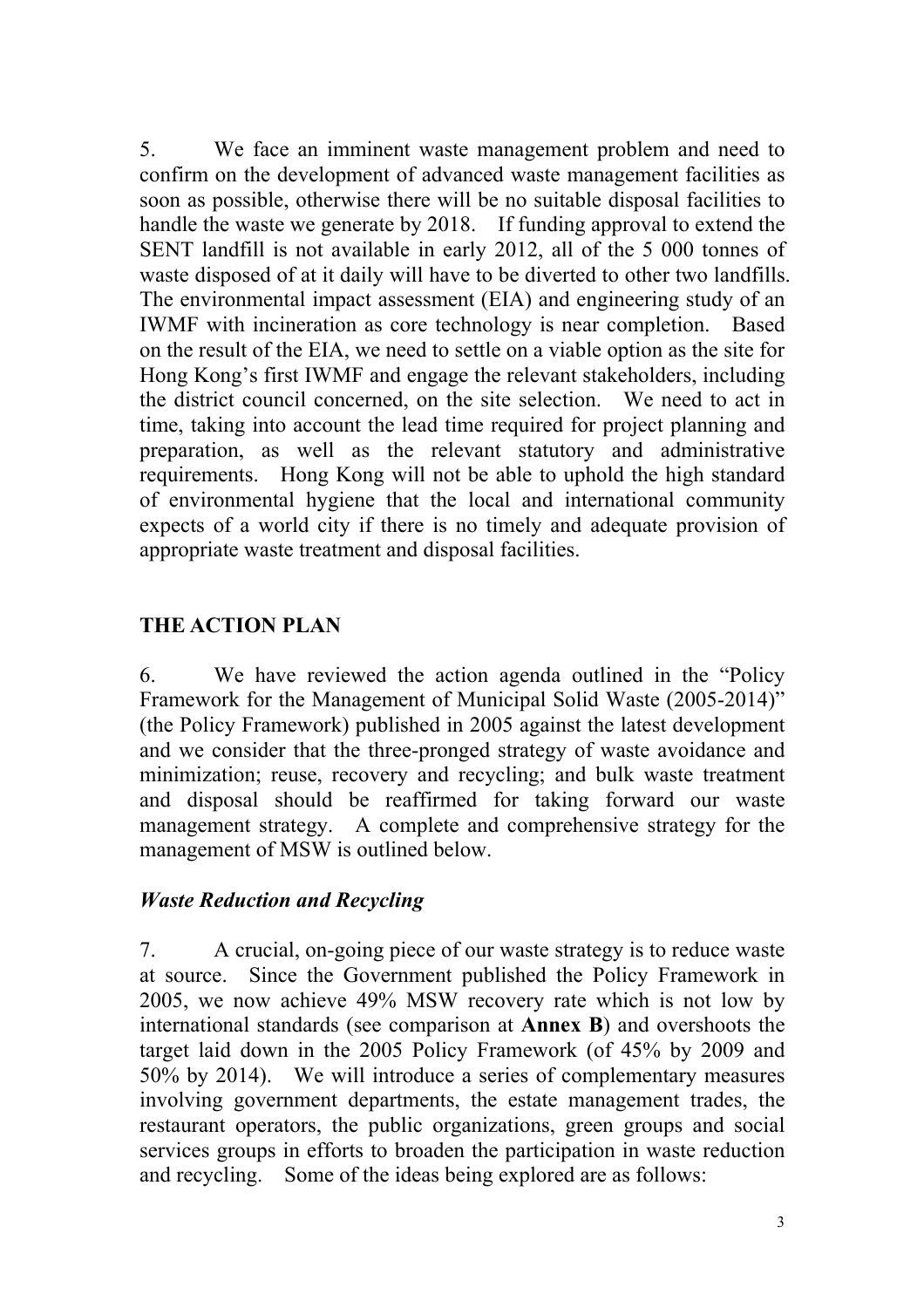5. We face an imminent waste management problem and need to confirm on the development of advanced waste management facilities as soon as possible, otherwise there will be no suitable disposal facilities to handle the waste we generate by 2018. If funding approval to extend the SENT landfill is not available in early 2012, all of the 5 000 tonnes of waste disposed of at it daily will have to be diverted to other two landfills. The environmental impact assessment (EIA) and engineering study of an IWMF with incineration as core technology is near completion. Based on the result of the EIA, we need to settle on a viable option as the site for Hong Kong's first IWMF and engage the relevant stakeholders, including the district council concerned, on the site selection. We need to act in time, taking into account the lead time required for project planning and preparation, as well as the relevant statutory and administrative requirements. Hong Kong will not be able to uphold the high standard of environmental hygiene that the local and international community expects of a world city if there is no timely and adequate provision of appropriate waste treatment and disposal facilities.

## THE ACTION PLAN

6. We have reviewed the action agenda outlined in the "Policy Framework for the Management of Municipal Solid Waste (2005-2014)" (the Policy Framework) published in 2005 against the latest development and we consider that the three-pronged strategy of waste avoidance and minimization; reuse, recovery and recycling; and bulk waste treatment and disposal should be reaffirmed for taking forward our waste management strategy. A complete and comprehensive strategy for the management of MSW is outlined below.

### *Waste Reduction and Recycling*

7. A crucial, on-going piece of our waste strategy is to reduce waste at source. Since the Government published the Policy Framework in 2005, we now achieve 49% MSW recovery rate which is not low by international standards (see comparison at **Annex B**) and overshoots the target laid down in the 2005 Policy Framework (of 45% by 2009 and 50% by 2014). We will introduce a series of complementary measures involving government departments, the estate management trades, the restaurant operators, the public organizations, green groups and social services groups in efforts to broaden the participation in waste reduction and recycling. Some of the ideas being explored are as follows: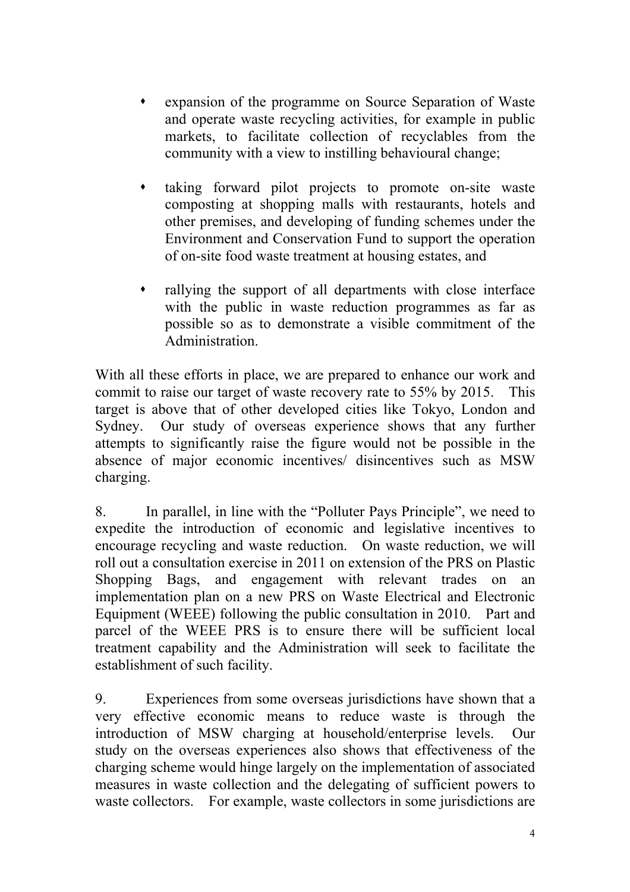- expansion of the programme on Source Separation of Waste and operate waste recycling activities, for example in public markets, to facilitate collection of recyclables from the community with a view to instilling behavioural change;

- taking forward pilot projects to promote on-site waste composting at shopping malls with restaurants, hotels and other premises, and developing of funding schemes under the Environment and Conservation Fund to support the operation of on-site food waste treatment at housing estates, and

- rallying the support of all departments with close interface with the public in waste reduction programmes as far as possible so as to demonstrate a visible commitment of the Administration.

With all these efforts in place, we are prepared to enhance our work and commit to raise our target of waste recovery rate to 55% by 2015. This target is above that of other developed cities like Tokyo, London and Sydney. Our study of overseas experience shows that any further attempts to significantly raise the figure would not be possible in the absence of major economic incentives/ disincentives such as MSW charging.

8. In parallel, in line with the "Polluter Pays Principle", we need to expedite the introduction of economic and legislative incentives to encourage recycling and waste reduction. On waste reduction, we will roll out a consultation exercise in 2011 on extension of the PRS on Plastic Shopping Bags, and engagement with relevant trades on an implementation plan on a new PRS on Waste Electrical and Electronic Equipment (WEEE) following the public consultation in 2010. Part and parcel of the WEEE PRS is to ensure there will be sufficient local treatment capability and the Administration will seek to facilitate the establishment of such facility.

9. Experiences from some overseas jurisdictions have shown that a very effective economic means to reduce waste is through the introduction of MSW charging at household/enterprise levels. Our study on the overseas experiences also shows that effectiveness of the charging scheme would hinge largely on the implementation of associated measures in waste collection and the delegating of sufficient powers to waste collectors. For example, waste collectors in some jurisdictions are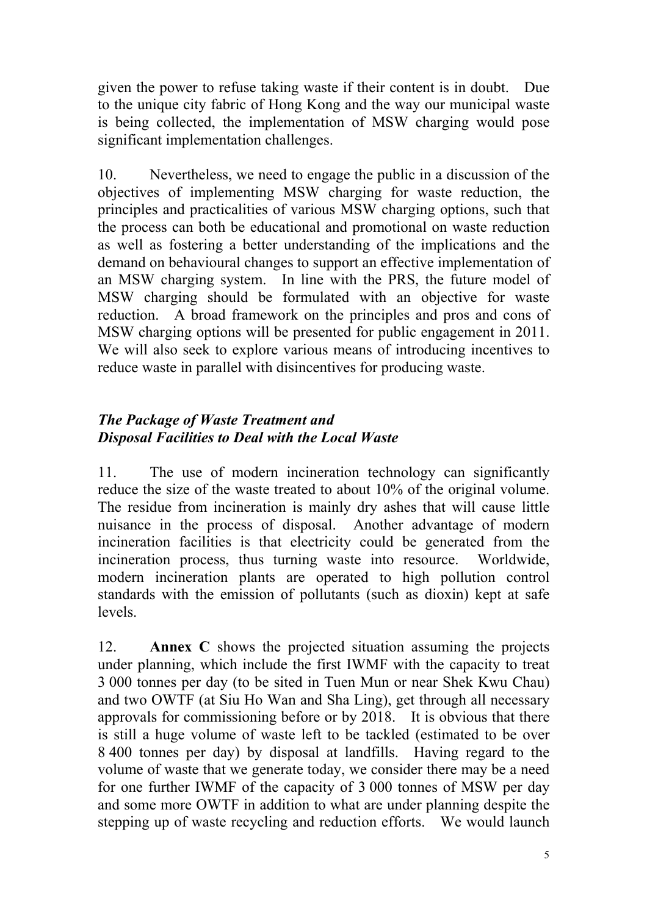given the power to refuse taking waste if their content is in doubt. Due to the unique city fabric of Hong Kong and the way our municipal waste is being collected, the implementation of MSW charging would pose significant implementation challenges.

10. Nevertheless, we need to engage the public in a discussion of the objectives of implementing MSW charging for waste reduction, the principles and practicalities of various MSW charging options, such that the process can both be educational and promotional on waste reduction as well as fostering a better understanding of the implications and the demand on behavioural changes to support an effective implementation of an MSW charging system. In line with the PRS, the future model of MSW charging should be formulated with an objective for waste reduction. A broad framework on the principles and pros and cons of MSW charging options will be presented for public engagement in 2011. We will also seek to explore various means of introducing incentives to reduce waste in parallel with disincentives for producing waste.

### *The Package of Waste Treatment and Disposal Facilities to Deal with the Local Waste*

11. The use of modern incineration technology can significantly reduce the size of the waste treated to about 10% of the original volume. The residue from incineration is mainly dry ashes that will cause little nuisance in the process of disposal. Another advantage of modern incineration facilities is that electricity could be generated from the incineration process, thus turning waste into resource. Worldwide, modern incineration plants are operated to high pollution control standards with the emission of pollutants (such as dioxin) kept at safe levels.

12. **Annex C** shows the projected situation assuming the projects under planning, which include the first IWMF with the capacity to treat 3 000 tonnes per day (to be sited in Tuen Mun or near Shek Kwu Chau) and two OWTF (at Siu Ho Wan and Sha Ling), get through all necessary approvals for commissioning before or by 2018. It is obvious that there is still a huge volume of waste left to be tackled (estimated to be over 8 400 tonnes per day) by disposal at landfills. Having regard to the volume of waste that we generate today, we consider there may be a need for one further IWMF of the capacity of 3 000 tonnes of MSW per day and some more OWTF in addition to what are under planning despite the stepping up of waste recycling and reduction efforts. We would launch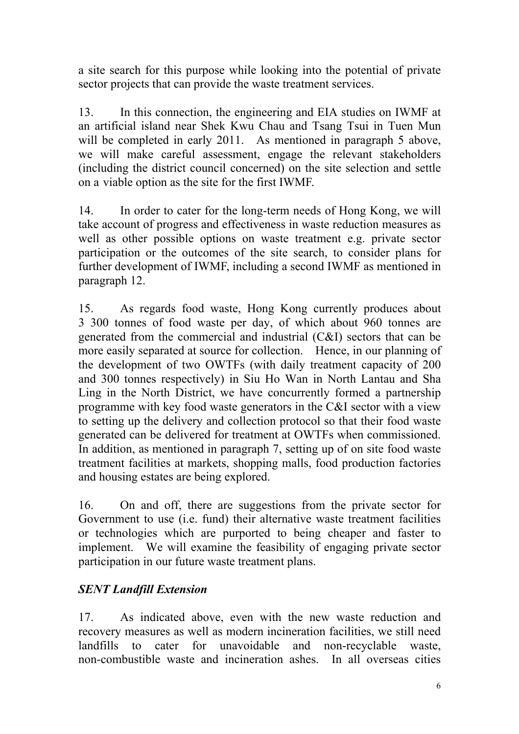a site search for this purpose while looking into the potential of private sector projects that can provide the waste treatment services.

13. In this connection, the engineering and EIA studies on IWMF at an artificial island near Shek Kwu Chau and Tsang Tsui in Tuen Mun will be completed in early 2011. As mentioned in paragraph 5 above, we will make careful assessment, engage the relevant stakeholders (including the district council concerned) on the site selection and settle on a viable option as the site for the first IWMF.

14. In order to cater for the long-term needs of Hong Kong, we will take account of progress and effectiveness in waste reduction measures as well as other possible options on waste treatment e.g. private sector participation or the outcomes of the site search, to consider plans for further development of IWMF, including a second IWMF as mentioned in paragraph 12.

15. As regards food waste, Hong Kong currently produces about 3 300 tonnes of food waste per day, of which about 960 tonnes are generated from the commercial and industrial (C&I) sectors that can be more easily separated at source for collection. Hence, in our planning of the development of two OWTFs (with daily treatment capacity of 200 and 300 tonnes respectively) in Siu Ho Wan in North Lantau and Sha Ling in the North District, we have concurrently formed a partnership programme with key food waste generators in the C&I sector with a view to setting up the delivery and collection protocol so that their food waste generated can be delivered for treatment at OWTFs when commissioned. In addition, as mentioned in paragraph 7, setting up of on site food waste treatment facilities at markets, shopping malls, food production factories and housing estates are being explored.

16. On and off, there are suggestions from the private sector for Government to use (i.e. fund) their alternative waste treatment facilities or technologies which are purported to being cheaper and faster to implement. We will examine the feasibility of engaging private sector participation in our future waste treatment plans.

### *SENT Landfill Extension*

17. As indicated above, even with the new waste reduction and recovery measures as well as modern incineration facilities, we still need landfills to cater for unavoidable and non-recyclable waste, non-combustible waste and incineration ashes. In all overseas cities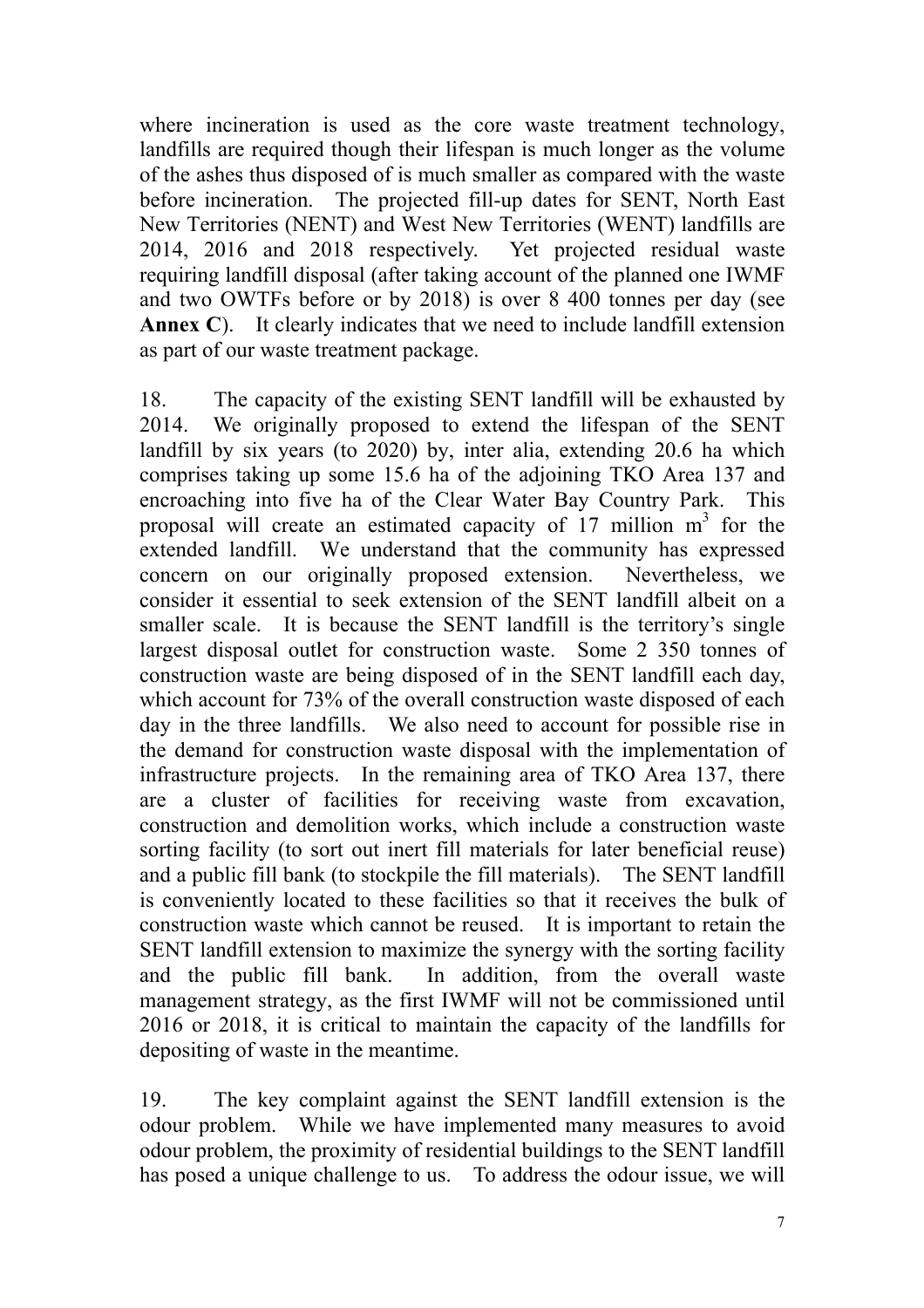where incineration is used as the core waste treatment technology, landfills are required though their lifespan is much longer as the volume of the ashes thus disposed of is much smaller as compared with the waste before incineration. The projected fill-up dates for SENT, North East New Territories (NENT) and West New Territories (WENT) landfills are 2014, 2016 and 2018 respectively. Yet projected residual waste requiring landfill disposal (after taking account of the planned one IWMF and two OWTFs before or by 2018) is over 8 400 tonnes per day (see **Annex C**). It clearly indicates that we need to include landfill extension as part of our waste treatment package.

18. The capacity of the existing SENT landfill will be exhausted by 2014. We originally proposed to extend the lifespan of the SENT landfill by six years (to 2020) by, inter alia, extending 20.6 ha which comprises taking up some 15.6 ha of the adjoining TKO Area 137 and encroaching into five ha of the Clear Water Bay Country Park. This proposal will create an estimated capacity of 17 million $m^3$ for the extended landfill. We understand that the community has expressed concern on our originally proposed extension. Nevertheless, we consider it essential to seek extension of the SENT landfill albeit on a smaller scale. It is because the SENT landfill is the territory's single largest disposal outlet for construction waste. Some 2 350 tonnes of construction waste are being disposed of in the SENT landfill each day, which account for 73% of the overall construction waste disposed of each day in the three landfills. We also need to account for possible rise in the demand for construction waste disposal with the implementation of infrastructure projects. In the remaining area of TKO Area 137, there are a cluster of facilities for receiving waste from excavation, construction and demolition works, which include a construction waste sorting facility (to sort out inert fill materials for later beneficial reuse) and a public fill bank (to stockpile the fill materials). The SENT landfill is conveniently located to these facilities so that it receives the bulk of construction waste which cannot be reused. It is important to retain the SENT landfill extension to maximize the synergy with the sorting facility and the public fill bank. In addition, from the overall waste management strategy, as the first IWMF will not be commissioned until 2016 or 2018, it is critical to maintain the capacity of the landfills for depositing of waste in the meantime.

19. The key complaint against the SENT landfill extension is the odour problem. While we have implemented many measures to avoid odour problem, the proximity of residential buildings to the SENT landfill has posed a unique challenge to us. To address the odour issue, we will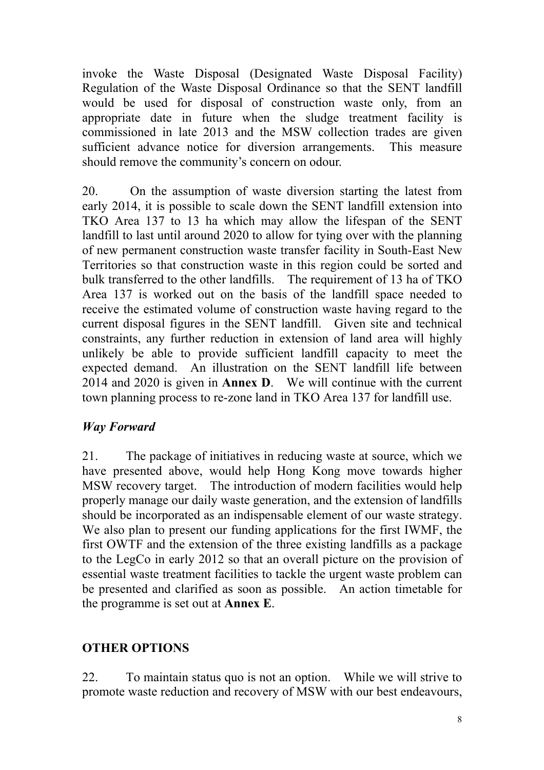invoke the Waste Disposal (Designated Waste Disposal Facility) Regulation of the Waste Disposal Ordinance so that the SENT landfill would be used for disposal of construction waste only, from an appropriate date in future when the sludge treatment facility is commissioned in late 2013 and the MSW collection trades are given sufficient advance notice for diversion arrangements. This measure should remove the community's concern on odour.

20. On the assumption of waste diversion starting the latest from early 2014, it is possible to scale down the SENT landfill extension into TKO Area 137 to 13 ha which may allow the lifespan of the SENT landfill to last until around 2020 to allow for tying over with the planning of new permanent construction waste transfer facility in South-East New Territories so that construction waste in this region could be sorted and bulk transferred to the other landfills. The requirement of 13 ha of TKO Area 137 is worked out on the basis of the landfill space needed to receive the estimated volume of construction waste having regard to the current disposal figures in the SENT landfill. Given site and technical constraints, any further reduction in extension of land area will highly unlikely be able to provide sufficient landfill capacity to meet the expected demand. An illustration on the SENT landfill life between 2014 and 2020 is given in **Annex D**. We will continue with the current town planning process to re-zone land in TKO Area 137 for landfill use.

### *Way Forward*

21. The package of initiatives in reducing waste at source, which we have presented above, would help Hong Kong move towards higher MSW recovery target. The introduction of modern facilities would help properly manage our daily waste generation, and the extension of landfills should be incorporated as an indispensable element of our waste strategy. We also plan to present our funding applications for the first IWMF, the first OWTF and the extension of the three existing landfills as a package to the LegCo in early 2012 so that an overall picture on the provision of essential waste treatment facilities to tackle the urgent waste problem can be presented and clarified as soon as possible. An action timetable for the programme is set out at **Annex E**.

## OTHER OPTIONS

22. To maintain status quo is not an option. While we will strive to promote waste reduction and recovery of MSW with our best endeavours,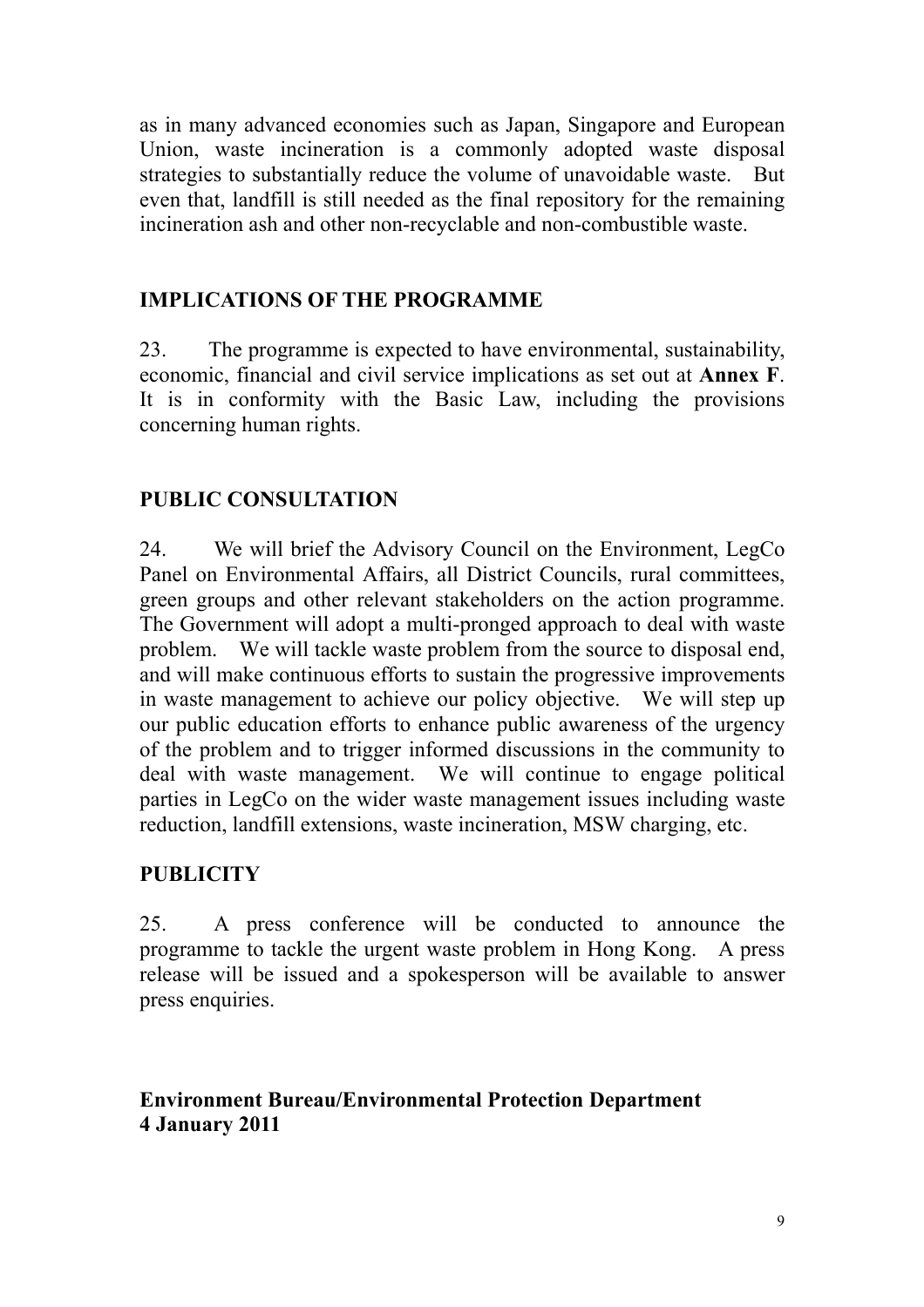as in many advanced economies such as Japan, Singapore and European Union, waste incineration is a commonly adopted waste disposal strategies to substantially reduce the volume of unavoidable waste. But even that, landfill is still needed as the final repository for the remaining incineration ash and other non-recyclable and non-combustible waste.

## IMPLICATIONS OF THE PROGRAMME

23. The programme is expected to have environmental, sustainability, economic, financial and civil service implications as set out at **Annex F**. It is in conformity with the Basic Law, including the provisions concerning human rights.

## PUBLIC CONSULTATION

24. We will brief the Advisory Council on the Environment, LegCo Panel on Environmental Affairs, all District Councils, rural committees, green groups and other relevant stakeholders on the action programme. The Government will adopt a multi-pronged approach to deal with waste problem. We will tackle waste problem from the source to disposal end, and will make continuous efforts to sustain the progressive improvements in waste management to achieve our policy objective. We will step up our public education efforts to enhance public awareness of the urgency of the problem and to trigger informed discussions in the community to deal with waste management. We will continue to engage political parties in LegCo on the wider waste management issues including waste reduction, landfill extensions, waste incineration, MSW charging, etc.

## PUBLICITY

25. A press conference will be conducted to announce the programme to tackle the urgent waste problem in Hong Kong. A press release will be issued and a spokesperson will be available to answer press enquiries.

**Environment Bureau/Environmental Protection Department**
**4 January 2011**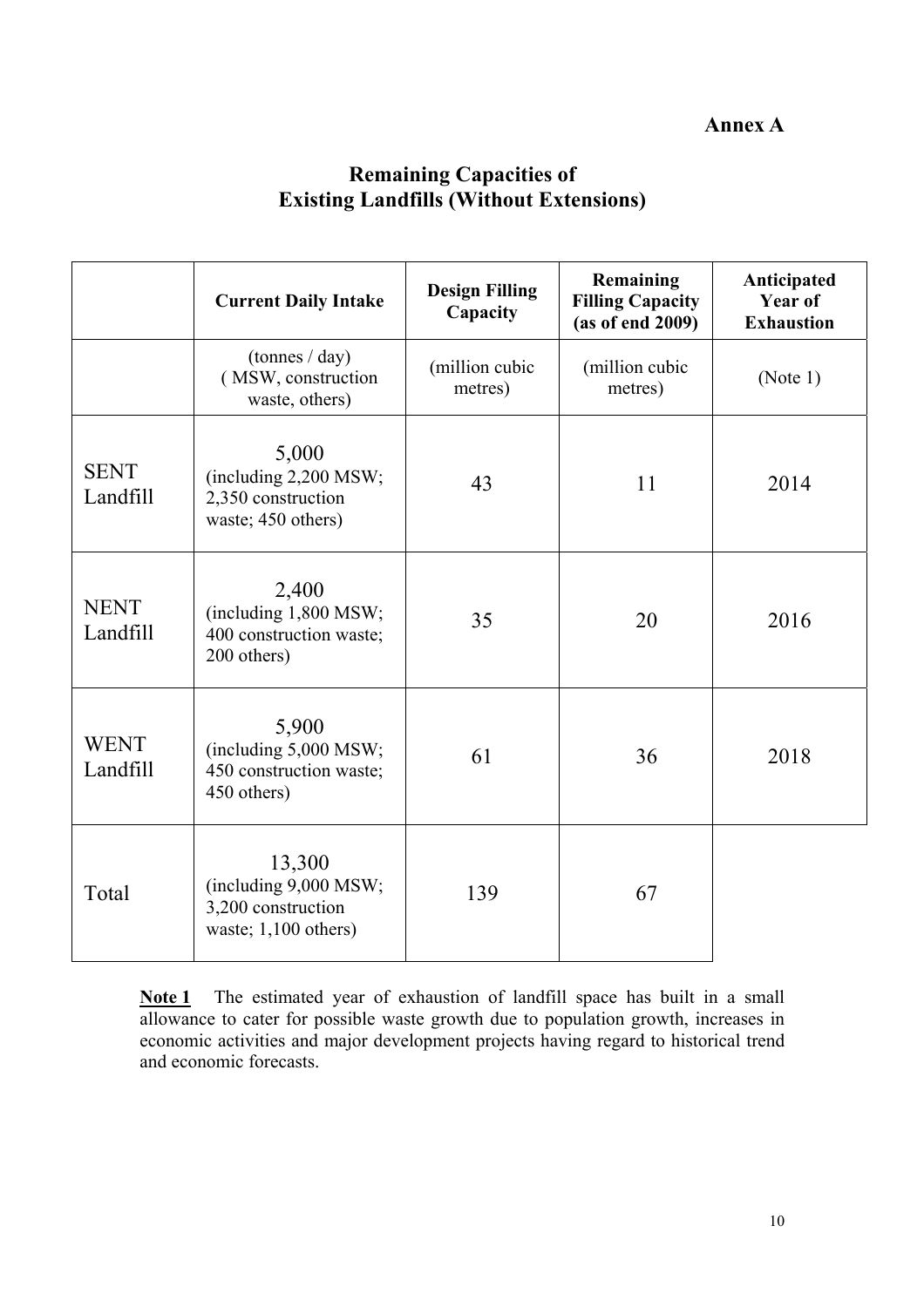**Annex A**

## Remaining Capacities of Existing Landfills (Without Extensions)

| | Current Daily Intake | Design Filling Capacity | Remaining Filling Capacity (as of end 2009) | Anticipated Year of Exhaustion |
|---|---|---|---|---|
| | (tonnes / day) ( MSW, construction waste, others) | (million cubic metres) | (million cubic metres) | (Note 1) |
| SENT Landfill | 5,000 (including 2,200 MSW; 2,350 construction waste; 450 others) | 43 | 11 | 2014 |
| NENT Landfill | 2,400 (including 1,800 MSW; 400 construction waste; 200 others) | 35 | 20 | 2016 |
| WENT Landfill | 5,900 (including 5,000 MSW; 450 construction waste; 450 others) | 61 | 36 | 2018 |
| Total | 13,300 (including 9,000 MSW; 3,200 construction waste; 1,100 others) | 139 | 67 | |

**Note 1** The estimated year of exhaustion of landfill space has built in a small allowance to cater for possible waste growth due to population growth, increases in economic activities and major development projects having regard to historical trend and economic forecasts.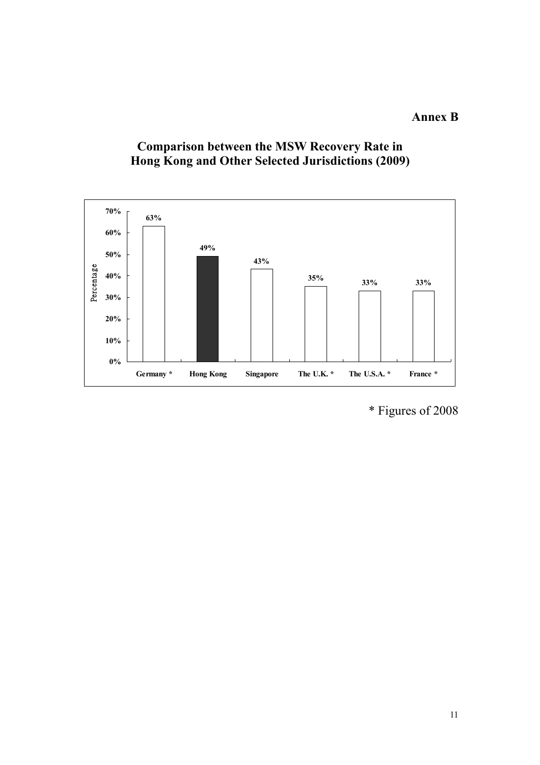**Annex B**

## Comparison between the MSW Recovery Rate in Hong Kong and Other Selected Jurisdictions (2009)

| Jurisdiction | Percentage |
|---|---|
| Germany * | 63% |
| Hong Kong | 49% |
| Singapore | 43% |
| The U.K. * | 35% |
| The U.S.A. * | 33% |
| France * | 33% |

* Figures of 2008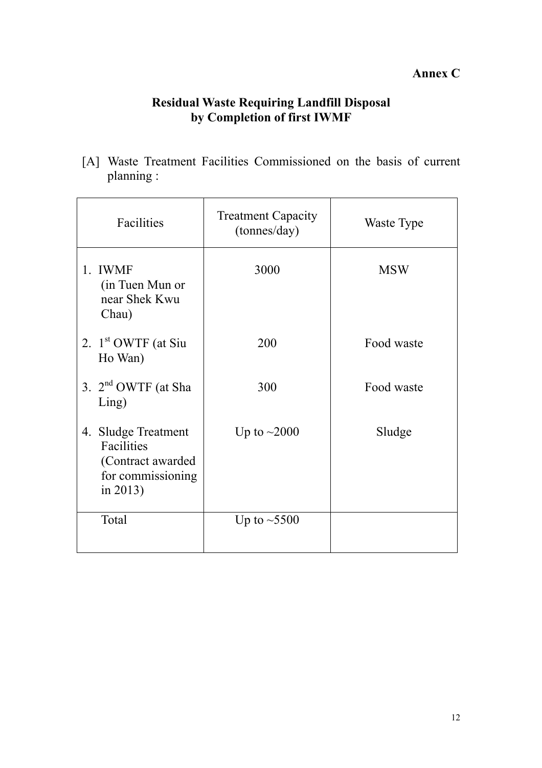**Annex C**

## Residual Waste Requiring Landfill Disposal by Completion of first IWMF

[A] Waste Treatment Facilities Commissioned on the basis of current planning :

| Facilities | Treatment Capacity (tonnes/day) | Waste Type |
|---|---|---|
| 1. IWMF (in Tuen Mun or near Shek Kwu Chau) | 3000 | MSW |
| 2. 1st OWTF (at Siu Ho Wan) | 200 | Food waste |
| 3. 2nd OWTF (at Sha Ling) | 300 | Food waste |
| 4. Sludge Treatment Facilities (Contract awarded for commissioning in 2013) | Up to ~2000 | Sludge |
| Total | Up to ~5500 | |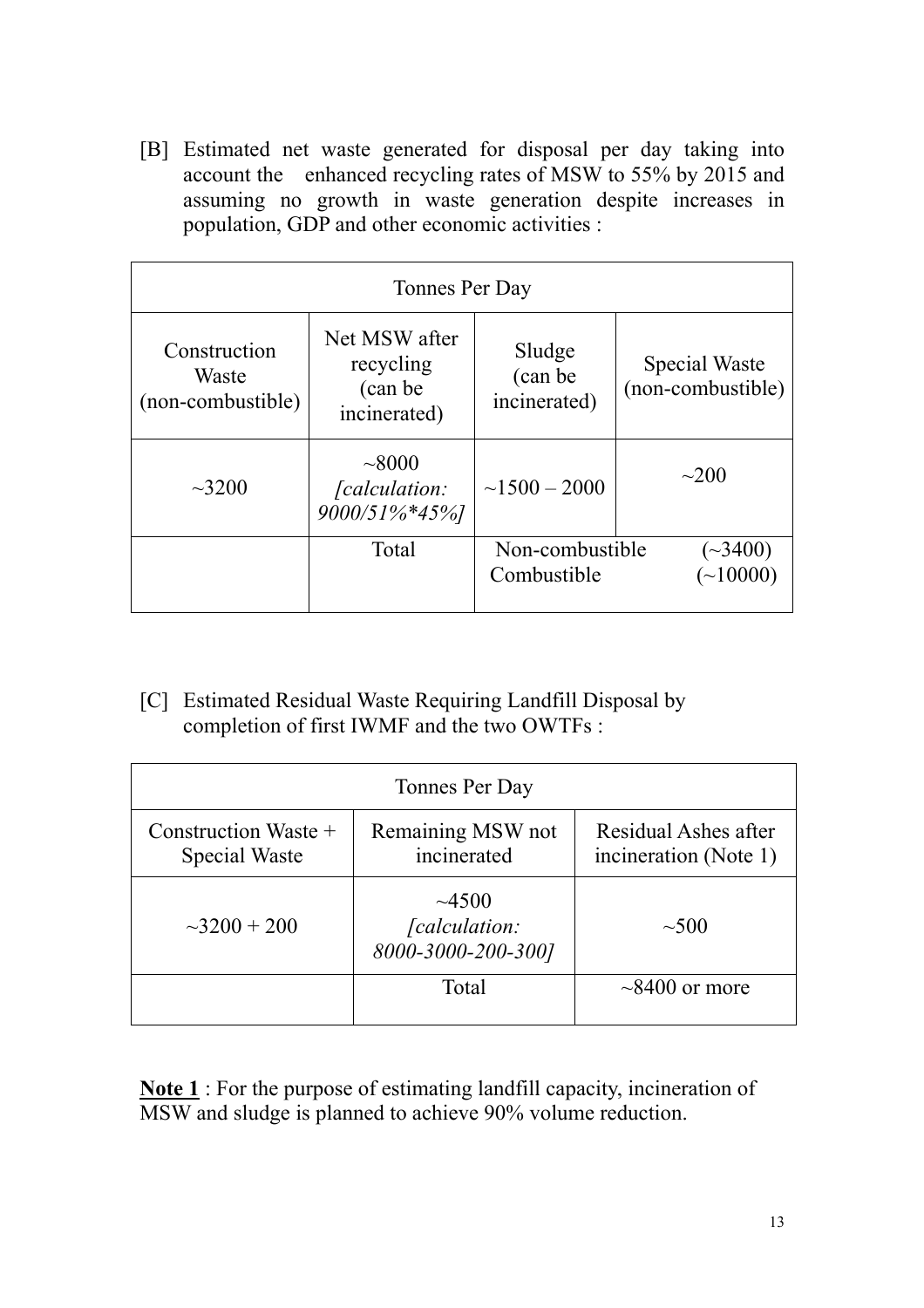[B] Estimated net waste generated for disposal per day taking into account the enhanced recycling rates of MSW to 55% by 2015 and assuming no growth in waste generation despite increases in population, GDP and other economic activities :

| Tonnes Per Day | | | |
|---|---|---|---|
| Construction Waste (non-combustible) | Net MSW after recycling (can be incinerated) | Sludge (can be incinerated) | Special Waste (non-combustible) |
| ~3200 | ~8000 *[calculation: 9000/51%*45%]* | ~1500 – 2000 | ~200 |
| | Total | Non-combustible (~3400)<br>Combustible (~10000) | |

[C] Estimated Residual Waste Requiring Landfill Disposal by completion of first IWMF and the two OWTFs :

| Tonnes Per Day | | |
|---|---|---|
| Construction Waste + Special Waste | Remaining MSW not incinerated | Residual Ashes after incineration (Note 1) |
| ~3200 + 200 | ~4500 *[calculation: 8000-3000-200-300]* | ~500 |
| | Total | ~8400 or more |

**<u>Note 1</u>** : For the purpose of estimating landfill capacity, incineration of MSW and sludge is planned to achieve 90% volume reduction.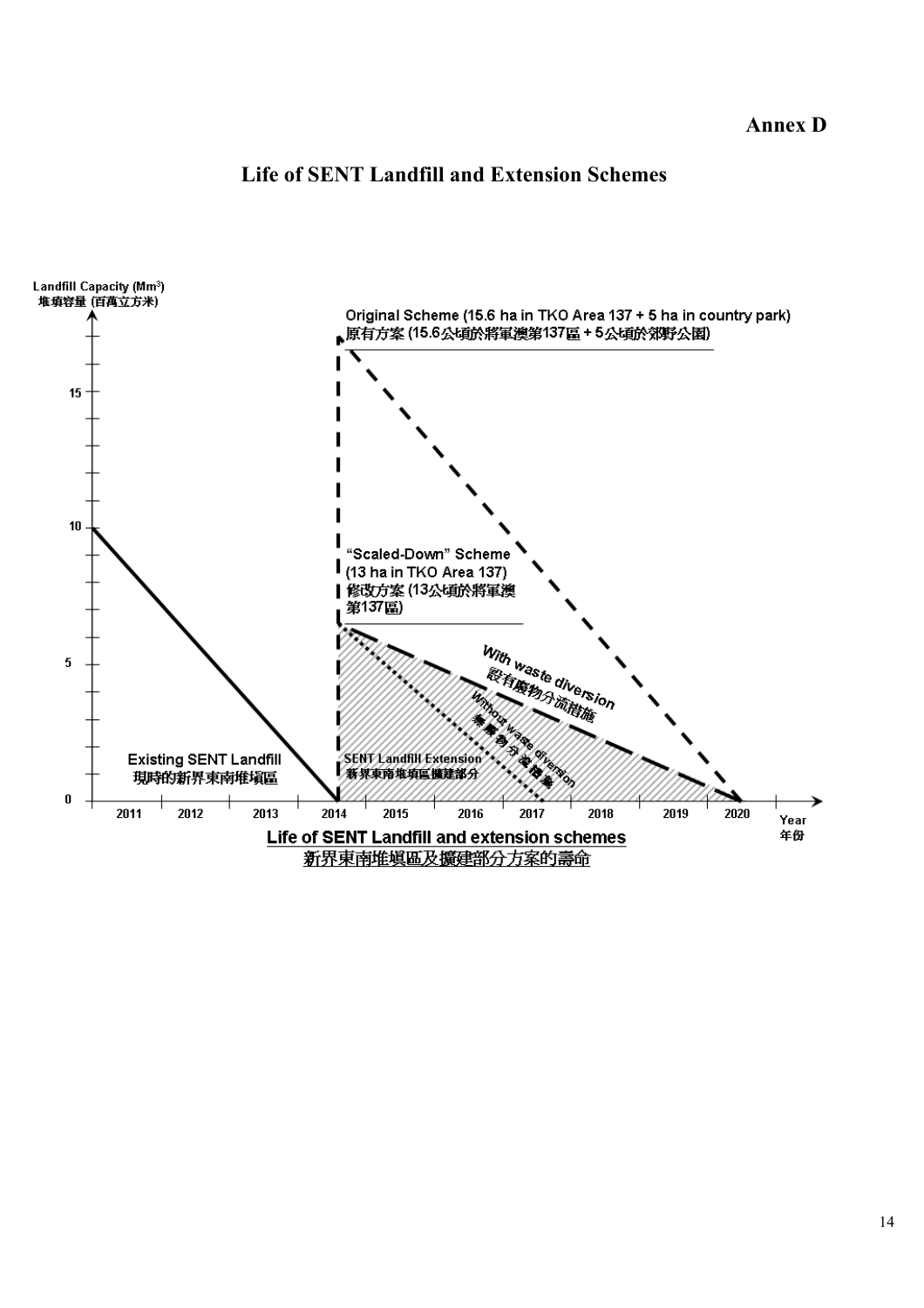**Annex D**

## Life of SENT Landfill and Extension Schemes

Landfill Capacity ($Mm^3$)
堆填容量 (百萬立方米)

Original Scheme (15.6 ha in TKO Area 137 + 5 ha in country park)
原有方案 (15.6公頃於將軍澳第137區 + 5公頃於郊野公園)

"Scaled-Down" Scheme
(13 ha in TKO Area 137)
修改方案 (13公頃於將軍澳第137區)

With waste diversion
設有廢物分流措施

Without waste diversion
無廢物分流措施

Existing SENT Landfill
現時的新界東南堆填區

SENT Landfill Extension
新界東南堆填區擴建部分

0, 5, 10, 15

2011, 2012, 2013, 2014, 2015, 2016, 2017, 2018, 2019, 2020

Year
年份

Life of SENT Landfill and extension schemes
新界東南堆填區及擴建部分方案的壽命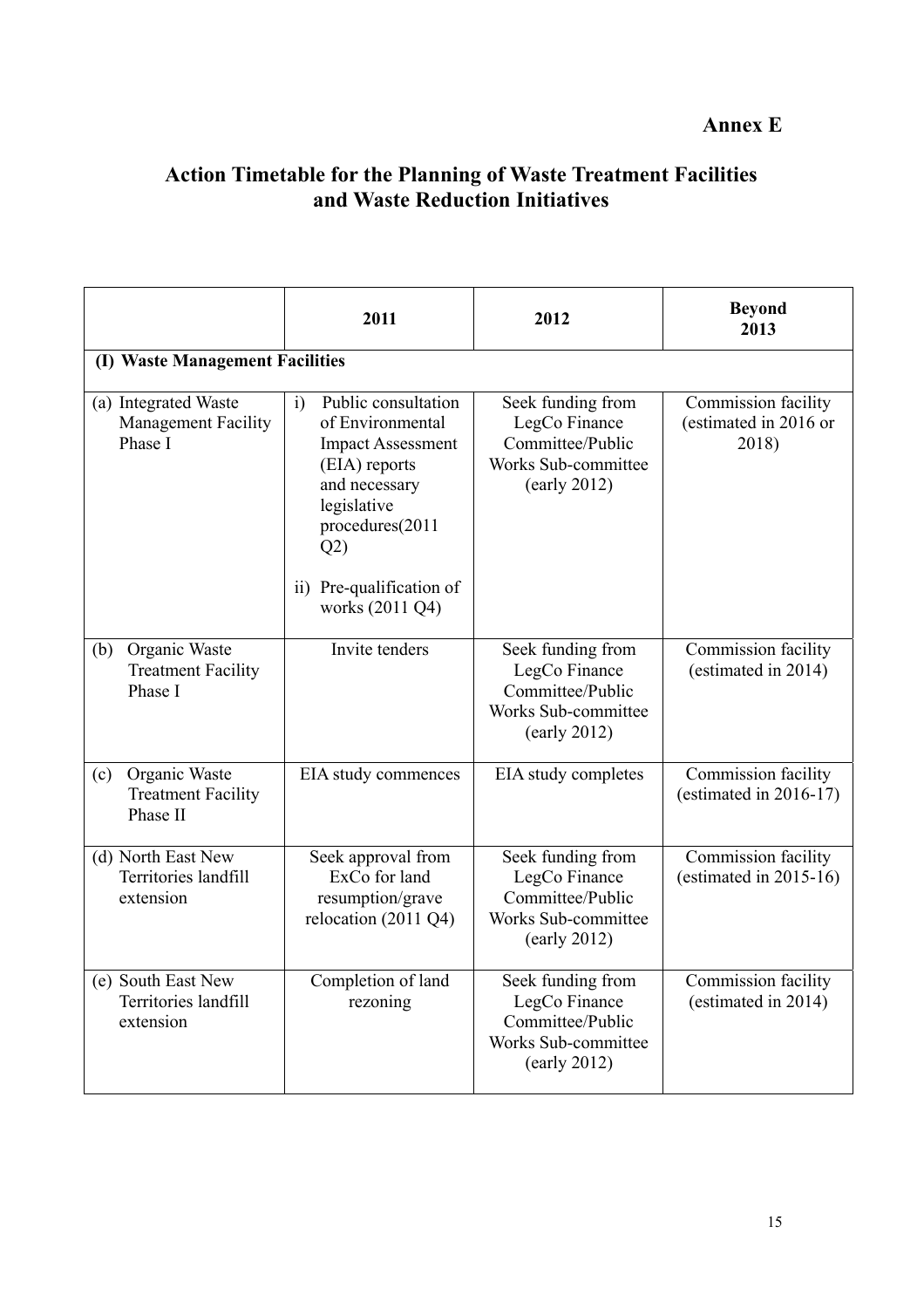**Annex E**

# Action Timetable for the Planning of Waste Treatment Facilities and Waste Reduction Initiatives

| | 2011 | 2012 | Beyond 2013 |
|---|---|---|---|
| **(I) Waste Management Facilities** | | | |
| (a) Integrated Waste Management Facility Phase I | i) Public consultation of Environmental Impact Assessment (EIA) reports and necessary legislative procedures(2011 Q2)<br><br>ii) Pre-qualification of works (2011 Q4) | Seek funding from LegCo Finance Committee/Public Works Sub-committee (early 2012) | Commission facility (estimated in 2016 or 2018) |
| (b) Organic Waste Treatment Facility Phase I | Invite tenders | Seek funding from LegCo Finance Committee/Public Works Sub-committee (early 2012) | Commission facility (estimated in 2014) |
| (c) Organic Waste Treatment Facility Phase II | EIA study commences | EIA study completes | Commission facility (estimated in 2016-17) |
| (d) North East New Territories landfill extension | Seek approval from ExCo for land resumption/grave relocation (2011 Q4) | Seek funding from LegCo Finance Committee/Public Works Sub-committee (early 2012) | Commission facility (estimated in 2015-16) |
| (e) South East New Territories landfill extension | Completion of land rezoning | Seek funding from LegCo Finance Committee/Public Works Sub-committee (early 2012) | Commission facility (estimated in 2014) |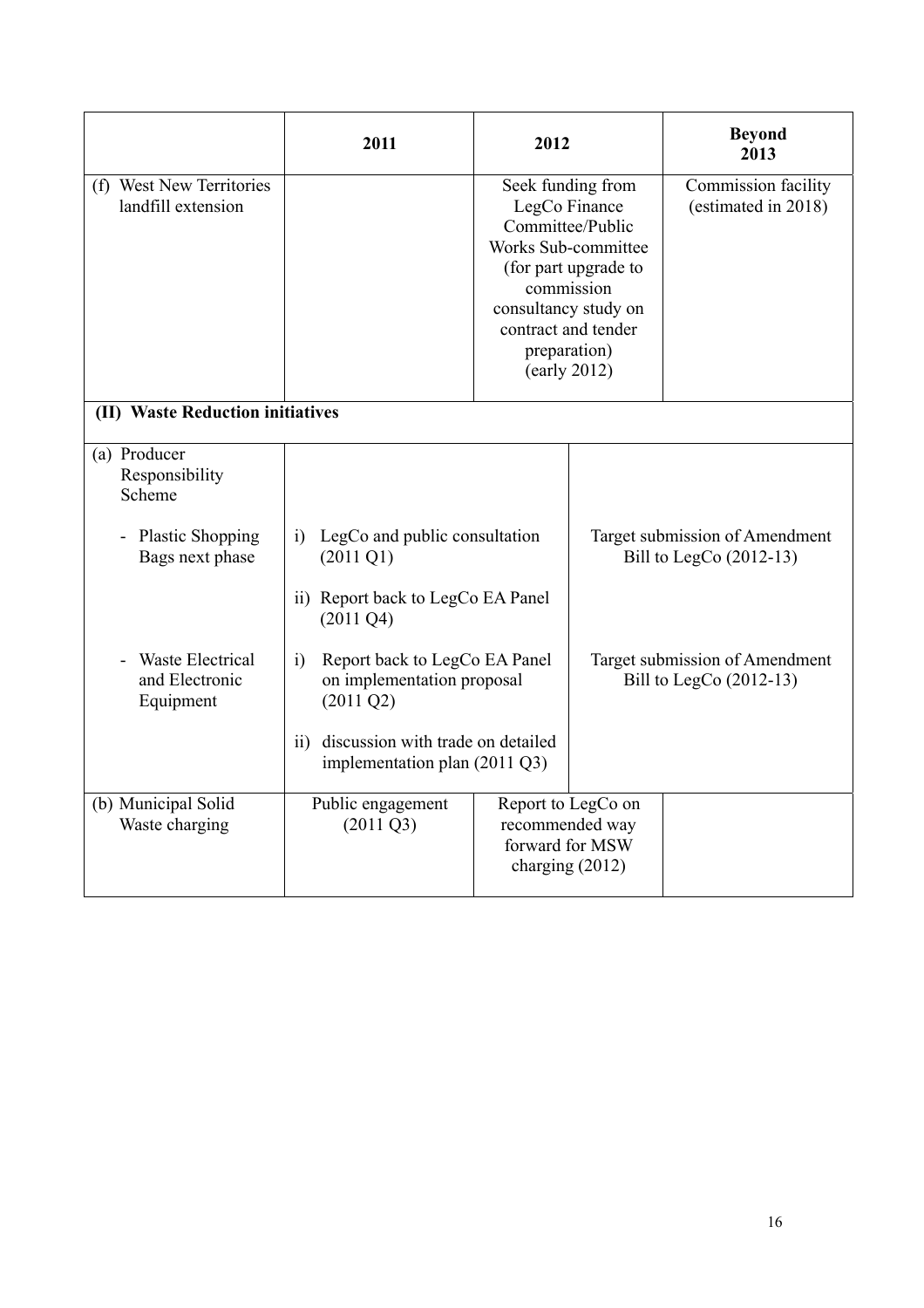| | 2011 | 2012 | Beyond 2013 |
|---|---|---|---|
| (f) West New Territories landfill extension | | Seek funding from LegCo Finance Committee/Public Works Sub-committee (for part upgrade to commission consultancy study on contract and tender preparation) (early 2012) | Commission facility (estimated in 2018) |
| **(II) Waste Reduction initiatives** | | | |
| (a) Producer Responsibility Scheme | | | |
| - Plastic Shopping Bags next phase | i) LegCo and public consultation (2011 Q1)<br>ii) Report back to LegCo EA Panel (2011 Q4) | Target submission of Amendment Bill to LegCo (2012-13) | |
| - Waste Electrical and Electronic Equipment | i) Report back to LegCo EA Panel on implementation proposal (2011 Q2)<br>ii) discussion with trade on detailed implementation plan (2011 Q3) | Target submission of Amendment Bill to LegCo (2012-13) | |
| (b) Municipal Solid Waste charging | Public engagement (2011 Q3) | Report to LegCo on recommended way forward for MSW charging (2012) | |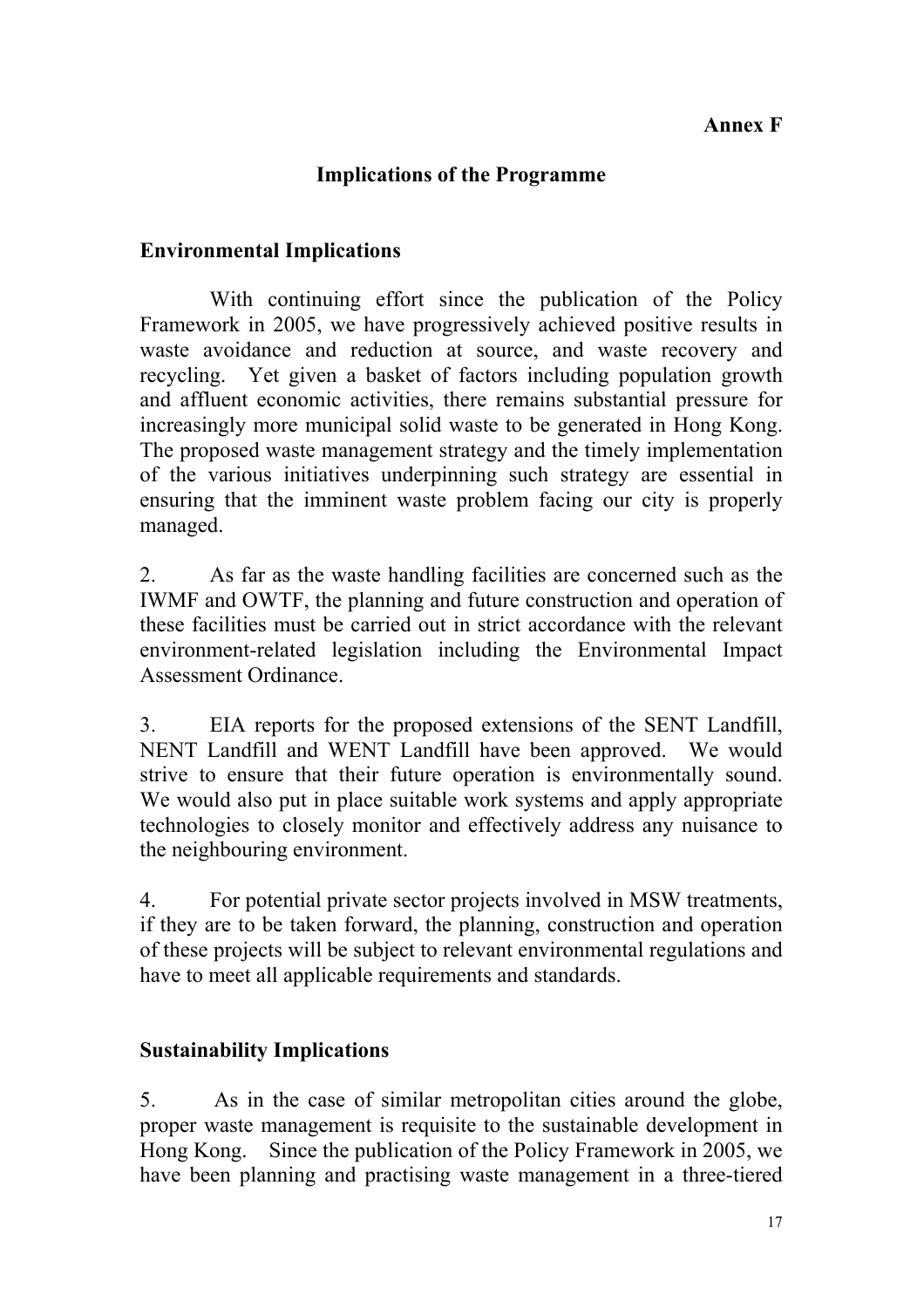**Annex F**

## Implications of the Programme

### Environmental Implications

With continuing effort since the publication of the Policy Framework in 2005, we have progressively achieved positive results in waste avoidance and reduction at source, and waste recovery and recycling. Yet given a basket of factors including population growth and affluent economic activities, there remains substantial pressure for increasingly more municipal solid waste to be generated in Hong Kong. The proposed waste management strategy and the timely implementation of the various initiatives underpinning such strategy are essential in ensuring that the imminent waste problem facing our city is properly managed.

2. As far as the waste handling facilities are concerned such as the IWMF and OWTF, the planning and future construction and operation of these facilities must be carried out in strict accordance with the relevant environment-related legislation including the Environmental Impact Assessment Ordinance.

3. EIA reports for the proposed extensions of the SENT Landfill, NENT Landfill and WENT Landfill have been approved. We would strive to ensure that their future operation is environmentally sound. We would also put in place suitable work systems and apply appropriate technologies to closely monitor and effectively address any nuisance to the neighbouring environment.

4. For potential private sector projects involved in MSW treatments, if they are to be taken forward, the planning, construction and operation of these projects will be subject to relevant environmental regulations and have to meet all applicable requirements and standards.

### Sustainability Implications

5. As in the case of similar metropolitan cities around the globe, proper waste management is requisite to the sustainable development in Hong Kong. Since the publication of the Policy Framework in 2005, we have been planning and practising waste management in a three-tiered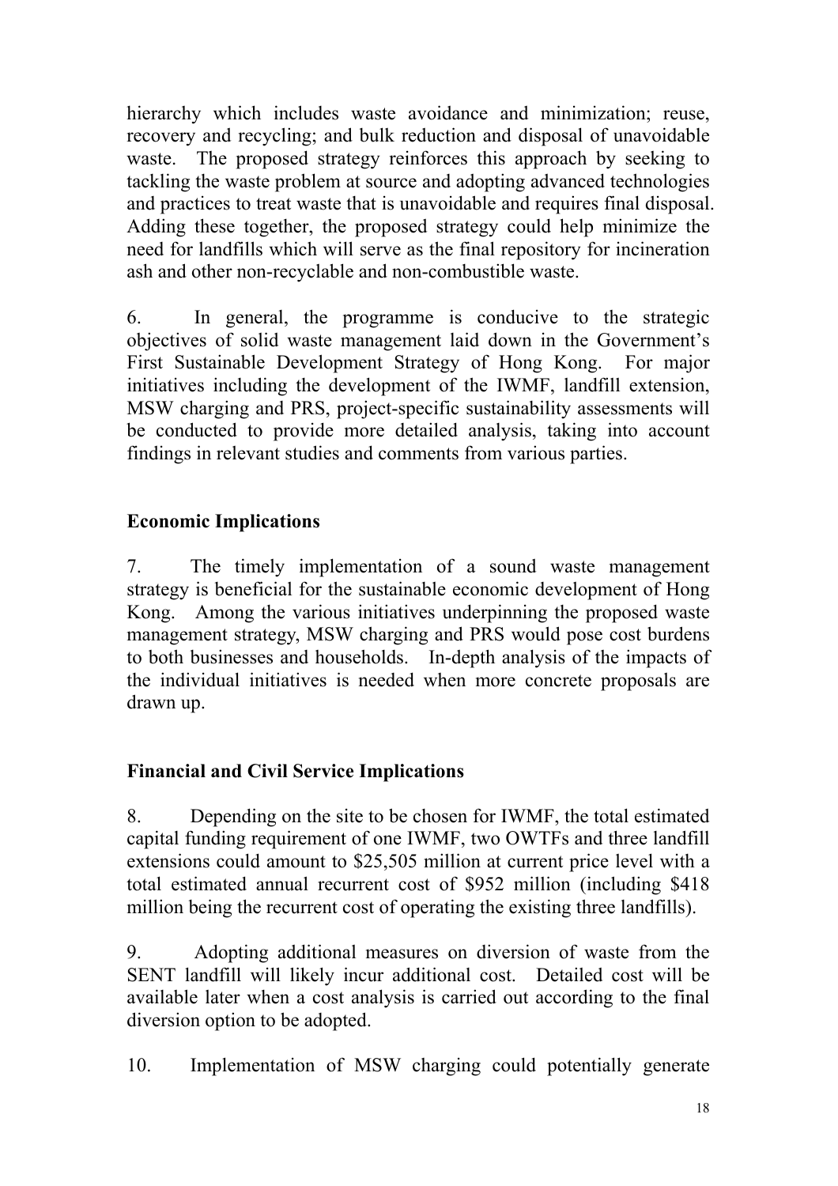hierarchy which includes waste avoidance and minimization; reuse, recovery and recycling; and bulk reduction and disposal of unavoidable waste. The proposed strategy reinforces this approach by seeking to tackling the waste problem at source and adopting advanced technologies and practices to treat waste that is unavoidable and requires final disposal. Adding these together, the proposed strategy could help minimize the need for landfills which will serve as the final repository for incineration ash and other non-recyclable and non-combustible waste.

6. In general, the programme is conducive to the strategic objectives of solid waste management laid down in the Government's First Sustainable Development Strategy of Hong Kong. For major initiatives including the development of the IWMF, landfill extension, MSW charging and PRS, project-specific sustainability assessments will be conducted to provide more detailed analysis, taking into account findings in relevant studies and comments from various parties.

**Economic Implications**

7. The timely implementation of a sound waste management strategy is beneficial for the sustainable economic development of Hong Kong. Among the various initiatives underpinning the proposed waste management strategy, MSW charging and PRS would pose cost burdens to both businesses and households. In-depth analysis of the impacts of the individual initiatives is needed when more concrete proposals are drawn up.

**Financial and Civil Service Implications**

8. Depending on the site to be chosen for IWMF, the total estimated capital funding requirement of one IWMF, two OWTFs and three landfill extensions could amount to $25,505 million at current price level with a total estimated annual recurrent cost of $952 million (including $418 million being the recurrent cost of operating the existing three landfills).

9. Adopting additional measures on diversion of waste from the SENT landfill will likely incur additional cost. Detailed cost will be available later when a cost analysis is carried out according to the final diversion option to be adopted.

10. Implementation of MSW charging could potentially generate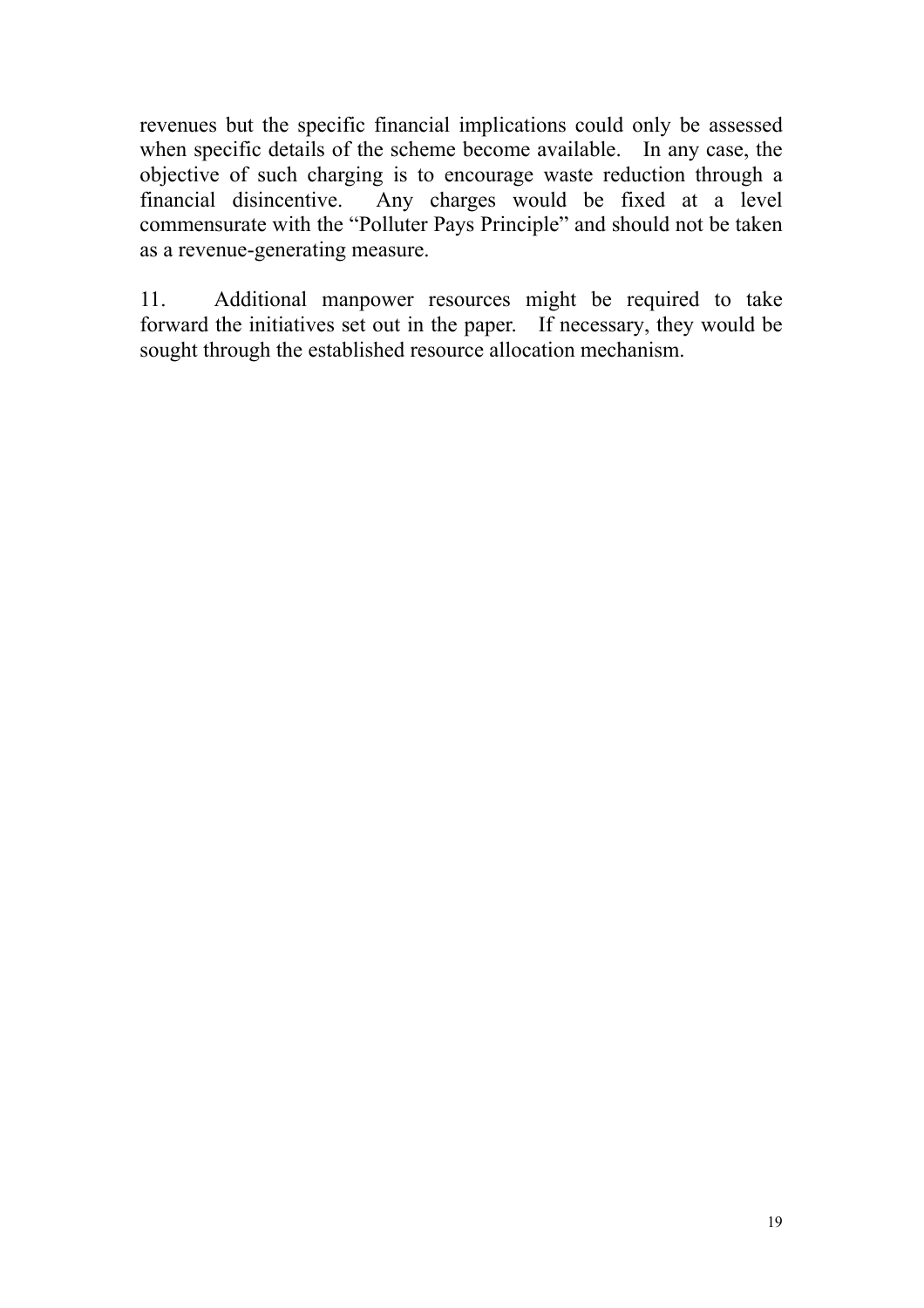revenues but the specific financial implications could only be assessed when specific details of the scheme become available. In any case, the objective of such charging is to encourage waste reduction through a financial disincentive. Any charges would be fixed at a level commensurate with the "Polluter Pays Principle" and should not be taken as a revenue-generating measure.

11. Additional manpower resources might be required to take forward the initiatives set out in the paper. If necessary, they would be sought through the established resource allocation mechanism.